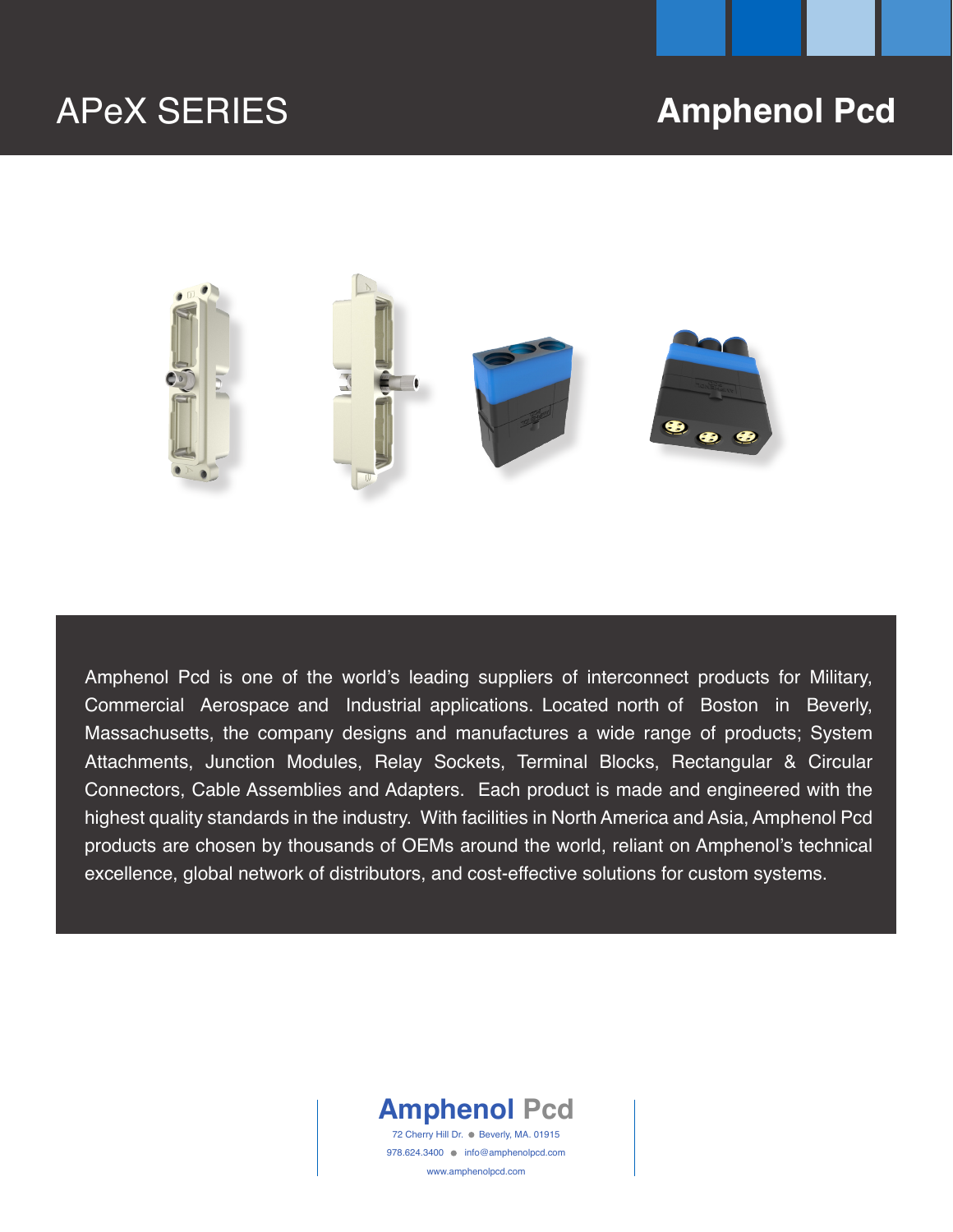# APeX SERIES

# Amphenol Pcd

Amphenol Pcd is one of the world's leading suppliers of interconnect products for Military, Commercial Aerospace and Industrial applications. Located north of Boston in Beverly, Massachusetts, the company designs and manufactures a wide range of products; System Attachments, Junction Modules, Relay Sockets, Terminal Blocks, Rectangular & Circular Connectors, Cable Assemblies and Adapters. Each product is made and engineered with the highest quality standards in the industry. With facilities in North America and Asia, Amphenol Pcd products are chosen by thousands of OEMs around the world, reliant on Amphenol's technical excellence, global network of distributors, and cost-effective solutions for custom systems.

**Amphenol Pcd**

72 Cherry Hill Dr. • Beverly, MA. 01915

978.624.3400 • info@amphenolpcd.com

www.amphenolpcd.com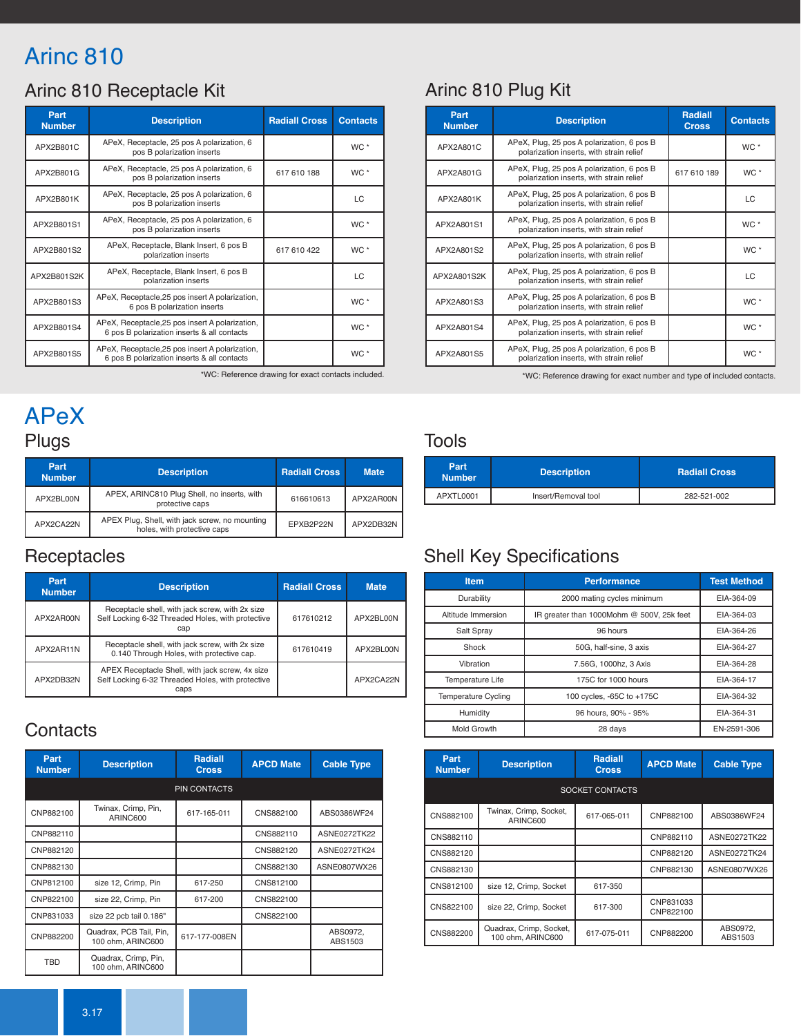# Arinc 810

## Arinc 810 Receptacle Kit

| Part Number | Description | Radiall Cross | Contacts |
|---|---|---|---|
| APX2B801C | APeX, Receptacle, 25 pos A polarization, 6 pos B polarization inserts | | WC * |
| APX2B801G | APeX, Receptacle, 25 pos A polarization, 6 pos B polarization inserts | 617 610 188 | WC * |
| APX2B801K | APeX, Receptacle, 25 pos A polarization, 6 pos B polarization inserts | | LC |
| APX2B801S1 | APeX, Receptacle, 25 pos A polarization, 6 pos B polarization inserts | | WC * |
| APX2B801S2 | APeX, Receptacle, Blank Insert, 6 pos B polarization inserts | 617 610 422 | WC * |
| APX2B801S2K | APeX, Receptacle, Blank Insert, 6 pos B polarization inserts | | LC |
| APX2B801S3 | APeX, Receptacle,25 pos insert A polarization, 6 pos B polarization inserts | | WC * |
| APX2B801S4 | APeX, Receptacle,25 pos insert A polarization, 6 pos B polarization inserts & all contacts | | WC * |
| APX2B801S5 | APeX, Receptacle,25 pos insert A polarization, 6 pos B polarization inserts & all contacts | | WC * |

*WC: Reference drawing for exact contacts included.

## Arinc 810 Plug Kit

| Part Number | Description | Radiall Cross | Contacts |
|---|---|---|---|
| APX2A801C | APeX, Plug, 25 pos A polarization, 6 pos B polarization inserts, with strain relief | | WC * |
| APX2A801G | APeX, Plug, 25 pos A polarization, 6 pos B polarization inserts, with strain relief | 617 610 189 | WC * |
| APX2A801K | APeX, Plug, 25 pos A polarization, 6 pos B polarization inserts, with strain relief | | LC |
| APX2A801S1 | APeX, Plug, 25 pos A polarization, 6 pos B polarization inserts, with strain relief | | WC * |
| APX2A801S2 | APeX, Plug, 25 pos A polarization, 6 pos B polarization inserts, with strain relief | | WC * |
| APX2A801S2K | APeX, Plug, 25 pos A polarization, 6 pos B polarization inserts, with strain relief | | LC |
| APX2A801S3 | APeX, Plug, 25 pos A polarization, 6 pos B polarization inserts, with strain relief | | WC * |
| APX2A801S4 | APeX, Plug, 25 pos A polarization, 6 pos B polarization inserts, with strain relief | | WC * |
| APX2A801S5 | APeX, Plug, 25 pos A polarization, 6 pos B polarization inserts, with strain relief | | WC * |

*WC: Reference drawing for exact number and type of included contacts.

# APeX

## Plugs

| Part Number | Description | Radiall Cross | Mate |
|---|---|---|---|
| APX2BL00N | APEX, ARINC810 Plug Shell, no inserts, with protective caps | 616610613 | APX2AR00N |
| APX2CA22N | APEX Plug, Shell, with jack screw, no mounting holes, with protective caps | EPXB2P22N | APX2DB32N |

## Receptacles

| Part Number | Description | Radiall Cross | Mate |
|---|---|---|---|
| APX2AR00N | Receptacle shell, with jack screw, with 2x size Self Locking 6-32 Threaded Holes, with protective cap | 617610212 | APX2BL00N |
| APX2AR11N | Receptacle shell, with jack screw, with 2x size 0.140 Through Holes, with protective cap. | 617610419 | APX2BL00N |
| APX2DB32N | APEX Receptacle Shell, with jack screw, 4x size Self Locking 6-32 Threaded Holes, with protective caps | | APX2CA22N |

## Tools

| Part Number | Description | Radiall Cross |
|---|---|---|
| APXTL0001 | Insert/Removal tool | 282-521-002 |

## Shell Key Specifications

| Item | Performance | Test Method |
|---|---|---|
| Durability | 2000 mating cycles minimum | EIA-364-09 |
| Altitude Immersion | IR greater than 1000Mohm @ 500V, 25k feet | EIA-364-03 |
| Salt Spray | 96 hours | EIA-364-26 |
| Shock | 50G, half-sine, 3 axis | EIA-364-27 |
| Vibration | 7.56G, 1000hz, 3 Axis | EIA-364-28 |
| Temperature Life | 175C for 1000 hours | EIA-364-17 |
| Temperature Cycling | 100 cycles, -65C to +175C | EIA-364-32 |
| Humidity | 96 hours, 90% - 95% | EIA-364-31 |
| Mold Growth | 28 days | EN-2591-306 |

## Contacts

| Part Number | Description | Radiall Cross | APCD Mate | Cable Type |
|---|---|---|---|---|
| PIN CONTACTS | | | | |
| CNP882100 | Twinax, Crimp, Pin, ARINC600 | 617-165-011 | CNS882100 | ABS0386WF24 |
| CNP882110 | | | CNS882110 | ASNE0272TK22 |
| CNP882120 | | | CNS882120 | ASNE0272TK24 |
| CNP882130 | | | CNS882130 | ASNE0807WX26 |
| CNP812100 | size 12, Crimp, Pin | 617-250 | CNS812100 | |
| CNP822100 | size 22, Crimp, Pin | 617-200 | CNS822100 | |
| CNP831033 | size 22 pcb tail 0.186" | | CNS822100 | |
| CNP882200 | Quadrax, PCB Tail, Pin, 100 ohm, ARINC600 | 617-177-008EN | | ABS0972, ABS1503 |
| TBD | Quadrax, Crimp, Pin, 100 ohm, ARINC600 | | | |

| Part Number | Description | Radiall Cross | APCD Mate | Cable Type |
|---|---|---|---|---|
| SOCKET CONTACTS | | | | |
| CNS882100 | Twinax, Crimp, Socket, ARINC600 | 617-065-011 | CNP882100 | ABS0386WF24 |
| CNS882110 | | | CNP882110 | ASNE0272TK22 |
| CNS882120 | | | CNP882120 | ASNE0272TK24 |
| CNS882130 | | | CNP882130 | ASNE0807WX26 |
| CNS812100 | size 12, Crimp, Socket | 617-350 | | |
| CNS822100 | size 22, Crimp, Socket | 617-300 | CNP831033 CNP822100 | |
| CNS882200 | Quadrax, Crimp, Socket, 100 ohm, ARINC600 | 617-075-011 | CNP882200 | ABS0972, ABS1503 |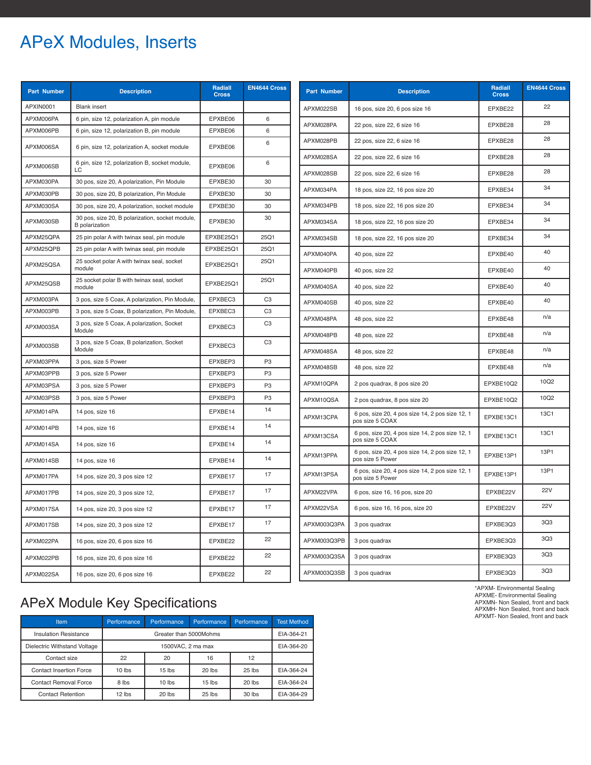# APeX Modules, Inserts

| Part Number | Description | Radiall Cross | EN4644 Cross |
|---|---|---|---|
| APXIN0001 | Blank insert | | |
| APXM006PA | 6 pin, size 12, polarization A, pin module | EPXBE06 | 6 |
| APXM006PB | 6 pin, size 12, polarization B, pin module | EPXBE06 | 6 |
| APXM006SA | 6 pin, size 12, polarization A, socket module | EPXBE06 | 6 |
| APXM006SB | 6 pin, size 12, polarization B, socket module, LC | EPXBE06 | 6 |
| APXM030PA | 30 pos, size 20, A polarization, Pin Module | EPXBE30 | 30 |
| APXM030PB | 30 pos, size 20, B polarization, Pin Module | EPXBE30 | 30 |
| APXM030SA | 30 pos, size 20, A polarization, socket module | EPXBE30 | 30 |
| APXM030SB | 30 pos, size 20, B polarization, socket module, B polarization | EPXBE30 | 30 |
| APXM25QPA | 25 pin polar A with twinax seal, pin module | EPXBE25Q1 | 25Q1 |
| APXM25QPB | 25 pin polar A with twinax seal, pin module | EPXBE25Q1 | 25Q1 |
| APXM25QSA | 25 socket polar A with twinax seal, socket module | EPXBE25Q1 | 25Q1 |
| APXM25QSB | 25 socket polar B with twinax seal, socket module | EPXBE25Q1 | 25Q1 |
| APXM003PA | 3 pos, size 5 Coax, A polarization, Pin Module, | EPXBEC3 | C3 |
| APXM003PB | 3 pos, size 5 Coax, B polarization, Pin Module, | EPXBEC3 | C3 |
| APXM003SA | 3 pos, size 5 Coax, A polarization, Socket Module | EPXBEC3 | C3 |
| APXM003SB | 3 pos, size 5 Coax, B polarization, Socket Module | EPXBEC3 | C3 |
| APXM03PPA | 3 pos, size 5 Power | EPXBEP3 | P3 |
| APXM03PPB | 3 pos, size 5 Power | EPXBEP3 | P3 |
| APXM03PSA | 3 pos, size 5 Power | EPXBEP3 | P3 |
| APXM03PSB | 3 pos, size 5 Power | EPXBEP3 | P3 |
| APXM014PA | 14 pos, size 16 | EPXBE14 | 14 |
| APXM014PB | 14 pos, size 16 | EPXBE14 | 14 |
| APXM014SA | 14 pos, size 16 | EPXBE14 | 14 |
| APXM014SB | 14 pos, size 16 | EPXBE14 | 14 |
| APXM017PA | 14 pos, size 20, 3 pos size 12 | EPXBE17 | 17 |
| APXM017PB | 14 pos, size 20, 3 pos size 12, | EPXBE17 | 17 |
| APXM017SA | 14 pos, size 20, 3 pos size 12 | EPXBE17 | 17 |
| APXM017SB | 14 pos, size 20, 3 pos size 12 | EPXBE17 | 17 |
| APXM022PA | 16 pos, size 20, 6 pos size 16 | EPXBE22 | 22 |
| APXM022PB | 16 pos, size 20, 6 pos size 16 | EPXBE22 | 22 |
| APXM022SA | 16 pos, size 20, 6 pos size 16 | EPXBE22 | 22 |
| APXM022SB | 16 pos, size 20, 6 pos size 16 | EPXBE22 | 22 |
| APXM028PA | 22 pos, size 22, 6 size 16 | EPXBE28 | 28 |
| APXM028PB | 22 pos, size 22, 6 size 16 | EPXBE28 | 28 |
| APXM028SA | 22 pos, size 22, 6 size 16 | EPXBE28 | 28 |
| APXM028SB | 22 pos, size 22, 6 size 16 | EPXBE28 | 28 |
| APXM034PA | 18 pos, size 22, 16 pos size 20 | EPXBE34 | 34 |
| APXM034PB | 18 pos, size 22, 16 pos size 20 | EPXBE34 | 34 |
| APXM034SA | 18 pos, size 22, 16 pos size 20 | EPXBE34 | 34 |
| APXM034SB | 18 pos, size 22, 16 pos size 20 | EPXBE34 | 34 |
| APXM040PA | 40 pos, size 22 | EPXBE40 | 40 |
| APXM040PB | 40 pos, size 22 | EPXBE40 | 40 |
| APXM040SA | 40 pos, size 22 | EPXBE40 | 40 |
| APXM040SB | 40 pos, size 22 | EPXBE40 | 40 |
| APXM048PA | 48 pos, size 22 | EPXBE48 | n/a |
| APXM048PB | 48 pos, size 22 | EPXBE48 | n/a |
| APXM048SA | 48 pos, size 22 | EPXBE48 | n/a |
| APXM048SB | 48 pos, size 22 | EPXBE48 | n/a |
| APXM10QPA | 2 pos quadrax, 8 pos size 20 | EPXBE10Q2 | 10Q2 |
| APXM10QSA | 2 pos quadrax, 8 pos size 20 | EPXBE10Q2 | 10Q2 |
| APXM13CPA | 6 pos, size 20, 4 pos size 14, 2 pos size 12, 1 pos size 5 COAX | EPXBE13C1 | 13C1 |
| APXM13CSA | 6 pos, size 20, 4 pos size 14, 2 pos size 12, 1 pos size 5 COAX | EPXBE13C1 | 13C1 |
| APXM13PPA | 6 pos, size 20, 4 pos size 14, 2 pos size 12, 1 pos size 5 Power | EPXBE13P1 | 13P1 |
| APXM13PSA | 6 pos, size 20, 4 pos size 14, 2 pos size 12, 1 pos size 5 Power | EPXBE13P1 | 13P1 |
| APXM22VPA | 6 pos, size 16, 16 pos, size 20 | EPXBE22V | 22V |
| APXM22VSA | 6 pos, size 16, 16 pos, size 20 | EPXBE22V | 22V |
| APXM003Q3PA | 3 pos quadrax | EPXBE3Q3 | 3Q3 |
| APXM003Q3PB | 3 pos quadrax | EPXBE3Q3 | 3Q3 |
| APXM003Q3SA | 3 pos quadrax | EPXBE3Q3 | 3Q3 |
| APXM003Q3SB | 3 pos quadrax | EPXBE3Q3 | 3Q3 |

*APXM- Environmental Sealing
APXME- Environmental Sealing
APXMN- Non Sealed, front and back
APXMH- Non Sealed, front and back
APXMT- Non Sealed, front and back

## APeX Module Key Specifications

| Item | Performance | Performance | Performance | Performance | Test Method |
|---|---|---|---|---|---|
| Insulation Resistance | Greater than 5000Mohms | | | | EIA-364-21 |
| Dielectric Withstand Voltage | 1500VAC, 2 ma max | | | | EIA-364-20 |
| Contact size | 22 | 20 | 16 | 12 | |
| Contact Insertion Force | 10 lbs | 15 lbs | 20 lbs | 25 lbs | EIA-364-24 |
| Contact Removal Force | 8 lbs | 10 lbs | 15 lbs | 20 lbs | EIA-364-24 |
| Contact Retention | 12 lbs | 20 lbs | 25 lbs | 30 lbs | EIA-364-29 |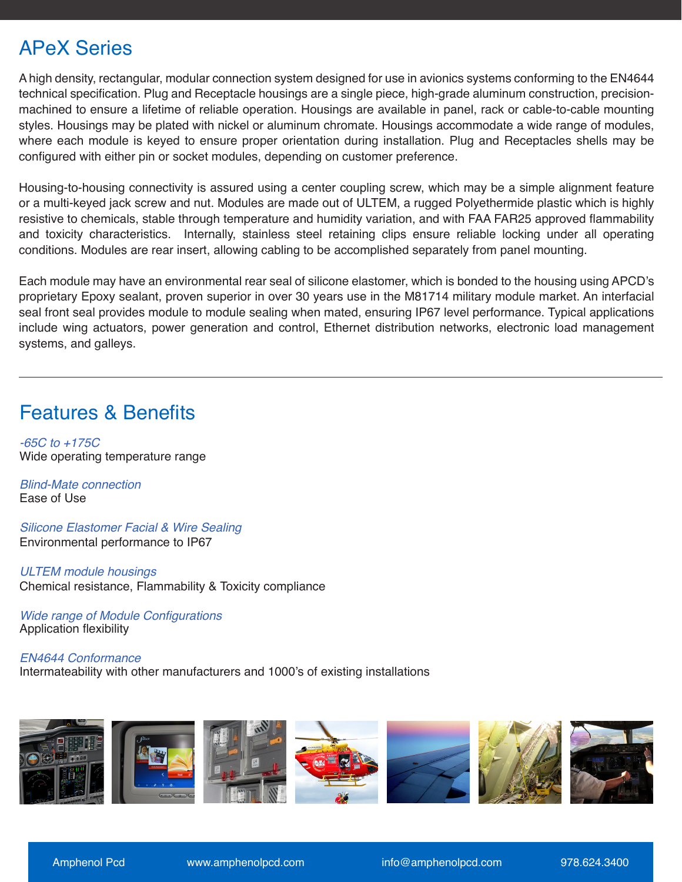# APeX Series

A high density, rectangular, modular connection system designed for use in avionics systems conforming to the EN4644 technical specification. Plug and Receptacle housings are a single piece, high-grade aluminum construction, precision-machined to ensure a lifetime of reliable operation. Housings are available in panel, rack or cable-to-cable mounting styles. Housings may be plated with nickel or aluminum chromate. Housings accommodate a wide range of modules, where each module is keyed to ensure proper orientation during installation. Plug and Receptacles shells may be configured with either pin or socket modules, depending on customer preference.

Housing-to-housing connectivity is assured using a center coupling screw, which may be a simple alignment feature or a multi-keyed jack screw and nut. Modules are made out of ULTEM, a rugged Polyethermide plastic which is highly resistive to chemicals, stable through temperature and humidity variation, and with FAA FAR25 approved flammability and toxicity characteristics. Internally, stainless steel retaining clips ensure reliable locking under all operating conditions. Modules are rear insert, allowing cabling to be accomplished separately from panel mounting.

Each module may have an environmental rear seal of silicone elastomer, which is bonded to the housing using APCD's proprietary Epoxy sealant, proven superior in over 30 years use in the M81714 military module market. An interfacial seal front seal provides module to module sealing when mated, ensuring IP67 level performance. Typical applications include wing actuators, power generation and control, Ethernet distribution networks, electronic load management systems, and galleys.

---

## Features & Benefits

*-65C to +175C*
Wide operating temperature range

*Blind-Mate connection*
Ease of Use

*Silicone Elastomer Facial & Wire Sealing*
Environmental performance to IP67

*ULTEM module housings*
Chemical resistance, Flammability & Toxicity compliance

*Wide range of Module Configurations*
Application flexibility

*EN4644 Conformance*
Intermateability with other manufacturers and 1000's of existing installations

Amphenol Pcd | www.amphenolpcd.com | info@amphenolpcd.com | 978.624.3400